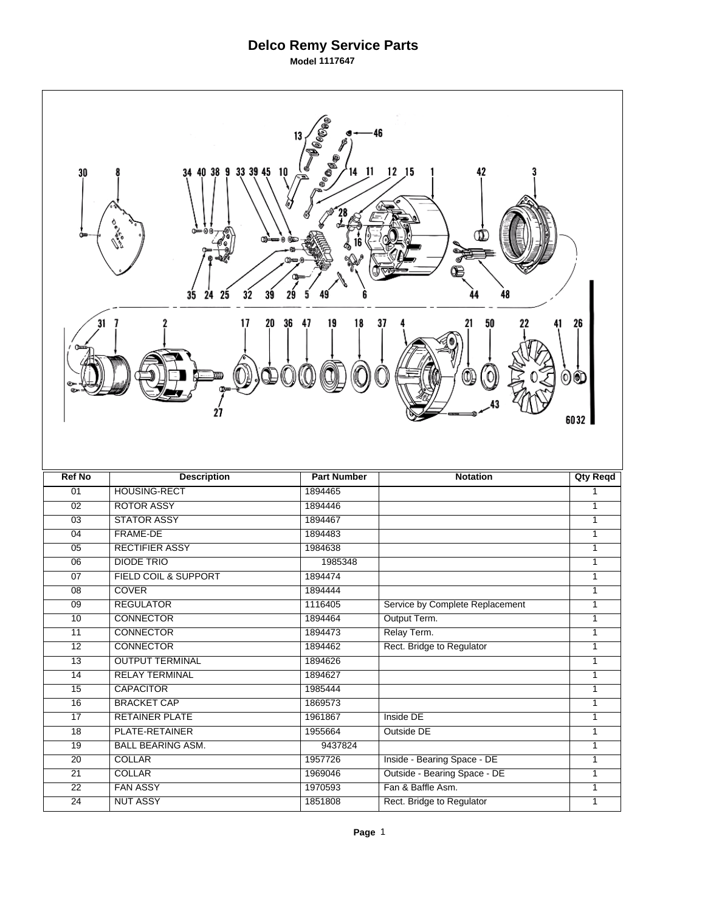# Delco Remy Service Parts

**Model 1117647**

| Ref No | Description | Part Number | Notation | Qty Reqd |
|---|---|---|---|---|
| 01 | HOUSING-RECT | 1894465 | | 1 |
| 02 | ROTOR ASSY | 1894446 | | 1 |
| 03 | STATOR ASSY | 1894467 | | 1 |
| 04 | FRAME-DE | 1894483 | | 1 |
| 05 | RECTIFIER ASSY | 1984638 | | 1 |
| 06 | DIODE TRIO | 1985348 | | 1 |
| 07 | FIELD COIL & SUPPORT | 1894474 | | 1 |
| 08 | COVER | 1894444 | | 1 |
| 09 | REGULATOR | 1116405 | Service by Complete Replacement | 1 |
| 10 | CONNECTOR | 1894464 | Output Term. | 1 |
| 11 | CONNECTOR | 1894473 | Relay Term. | 1 |
| 12 | CONNECTOR | 1894462 | Rect. Bridge to Regulator | 1 |
| 13 | OUTPUT TERMINAL | 1894626 | | 1 |
| 14 | RELAY TERMINAL | 1894627 | | 1 |
| 15 | CAPACITOR | 1985444 | | 1 |
| 16 | BRACKET CAP | 1869573 | | 1 |
| 17 | RETAINER PLATE | 1961867 | Inside DE | 1 |
| 18 | PLATE-RETAINER | 1955664 | Outside DE | 1 |
| 19 | BALL BEARING ASM. | 9437824 | | 1 |
| 20 | COLLAR | 1957726 | Inside - Bearing Space - DE | 1 |
| 21 | COLLAR | 1969046 | Outside - Bearing Space - DE | 1 |
| 22 | FAN ASSY | 1970593 | Fan & Baffle Asm. | 1 |
| 24 | NUT ASSY | 1851808 | Rect. Bridge to Regulator | 1 |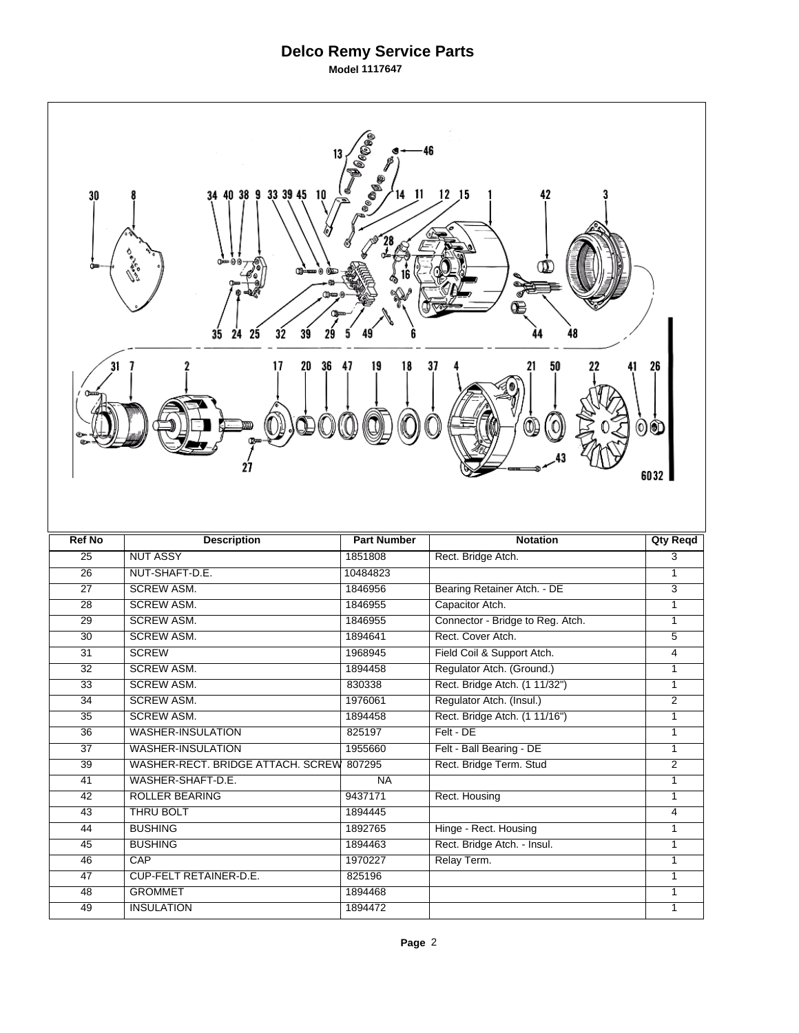# Delco Remy Service Parts

**Model 1117647**

| Ref No | Description | Part Number | Notation | Qty Reqd |
|---|---|---|---|---|
| 25 | NUT ASSY | 1851808 | Rect. Bridge Atch. | 3 |
| 26 | NUT-SHAFT-D.E. | 10484823 | | 1 |
| 27 | SCREW ASM. | 1846956 | Bearing Retainer Atch. - DE | 3 |
| 28 | SCREW ASM. | 1846955 | Capacitor Atch. | 1 |
| 29 | SCREW ASM. | 1846955 | Connector - Bridge to Reg. Atch. | 1 |
| 30 | SCREW ASM. | 1894641 | Rect. Cover Atch. | 5 |
| 31 | SCREW | 1968945 | Field Coil & Support Atch. | 4 |
| 32 | SCREW ASM. | 1894458 | Regulator Atch. (Ground.) | 1 |
| 33 | SCREW ASM. | 830338 | Rect. Bridge Atch. (1 11/32") | 1 |
| 34 | SCREW ASM. | 1976061 | Regulator Atch. (Insul.) | 2 |
| 35 | SCREW ASM. | 1894458 | Rect. Bridge Atch. (1 11/16") | 1 |
| 36 | WASHER-INSULATION | 825197 | Felt - DE | 1 |
| 37 | WASHER-INSULATION | 1955660 | Felt - Ball Bearing - DE | 1 |
| 39 | WASHER-RECT. BRIDGE ATTACH. SCREW | 807295 | Rect. Bridge Term. Stud | 2 |
| 41 | WASHER-SHAFT-D.E. | NA | | 1 |
| 42 | ROLLER BEARING | 9437171 | Rect. Housing | 1 |
| 43 | THRU BOLT | 1894445 | | 4 |
| 44 | BUSHING | 1892765 | Hinge - Rect. Housing | 1 |
| 45 | BUSHING | 1894463 | Rect. Bridge Atch. - Insul. | 1 |
| 46 | CAP | 1970227 | Relay Term. | 1 |
| 47 | CUP-FELT RETAINER-D.E. | 825196 | | 1 |
| 48 | GROMMET | 1894468 | | 1 |
| 49 | INSULATION | 1894472 | | 1 |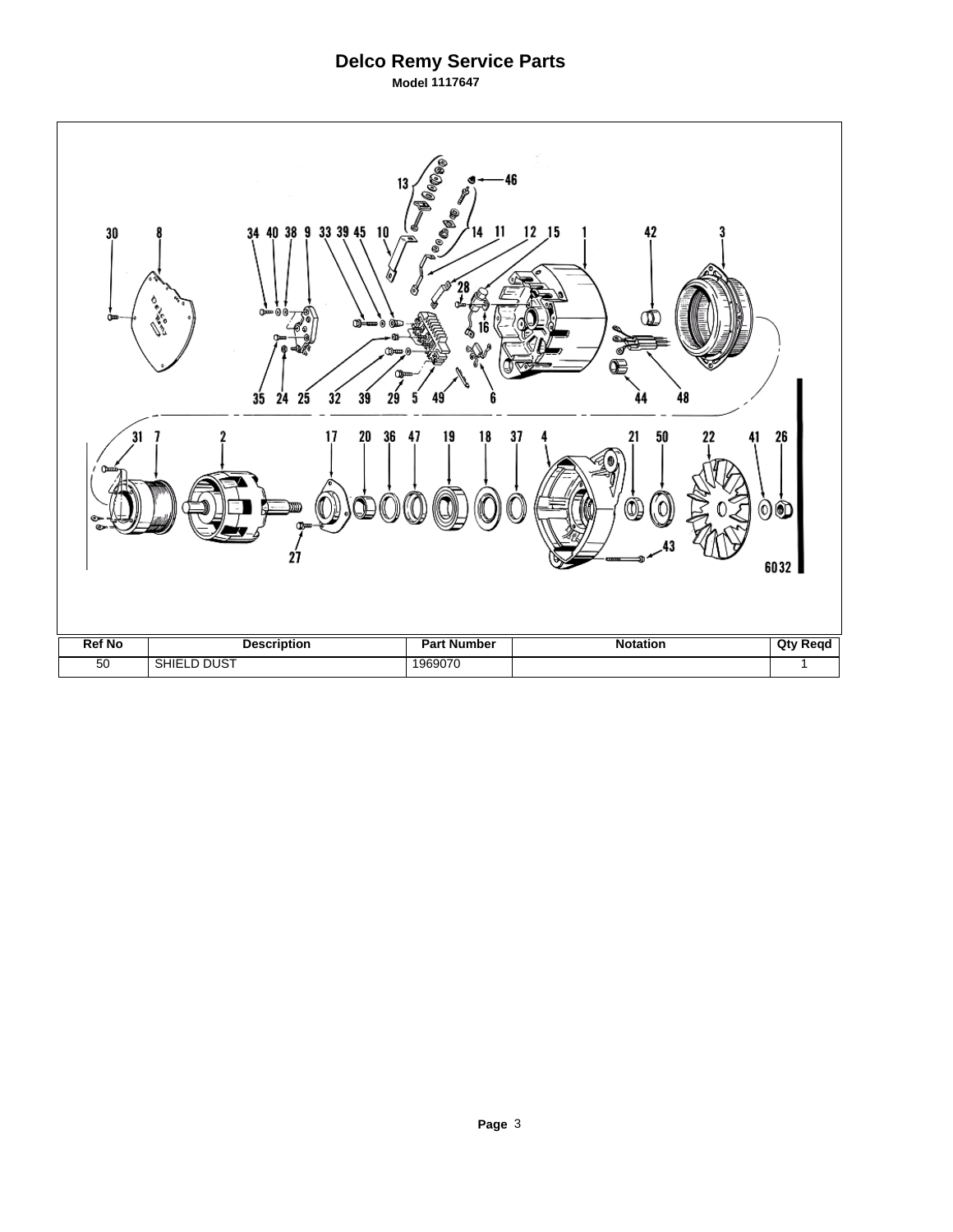# Delco Remy Service Parts

**Model 1117647**

| Ref No | Description | Part Number | Notation | Qty Reqd |
|---|---|---|---|---|
| 50 | SHIELD DUST | 1969070 | | 1 |